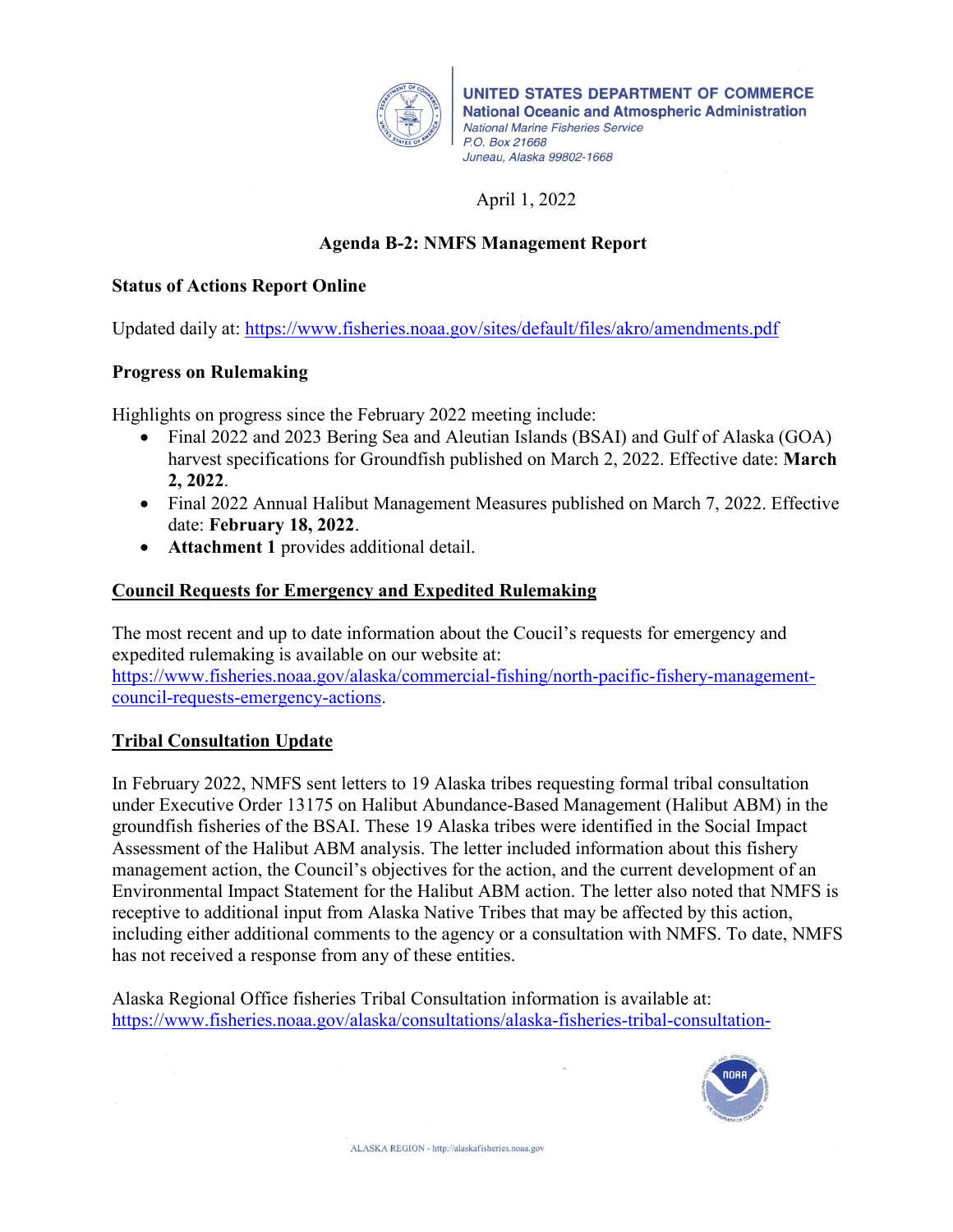UNITED STATES DEPARTMENT OF COMMERCE
National Oceanic and Atmospheric Administration
*National Marine Fisheries Service*
*P.O. Box 21668*
*Juneau, Alaska 99802-1668*

April 1, 2022

## Agenda B-2: NMFS Management Report

### Status of Actions Report Online

Updated daily at: https://www.fisheries.noaa.gov/sites/default/files/akro/amendments.pdf

### Progress on Rulemaking

Highlights on progress since the February 2022 meeting include:

- Final 2022 and 2023 Bering Sea and Aleutian Islands (BSAI) and Gulf of Alaska (GOA) harvest specifications for Groundfish published on March 2, 2022. Effective date: **March 2, 2022**.
- Final 2022 Annual Halibut Management Measures published on March 7, 2022. Effective date: **February 18, 2022**.
- **Attachment 1** provides additional detail.

### Council Requests for Emergency and Expedited Rulemaking

The most recent and up to date information about the Coucil's requests for emergency and expedited rulemaking is available on our website at: https://www.fisheries.noaa.gov/alaska/commercial-fishing/north-pacific-fishery-management-council-requests-emergency-actions.

### Tribal Consultation Update

In February 2022, NMFS sent letters to 19 Alaska tribes requesting formal tribal consultation under Executive Order 13175 on Halibut Abundance-Based Management (Halibut ABM) in the groundfish fisheries of the BSAI. These 19 Alaska tribes were identified in the Social Impact Assessment of the Halibut ABM analysis. The letter included information about this fishery management action, the Council's objectives for the action, and the current development of an Environmental Impact Statement for the Halibut ABM action. The letter also noted that NMFS is receptive to additional input from Alaska Native Tribes that may be affected by this action, including either additional comments to the agency or a consultation with NMFS. To date, NMFS has not received a response from any of these entities.

Alaska Regional Office fisheries Tribal Consultation information is available at: https://www.fisheries.noaa.gov/alaska/consultations/alaska-fisheries-tribal-consultation-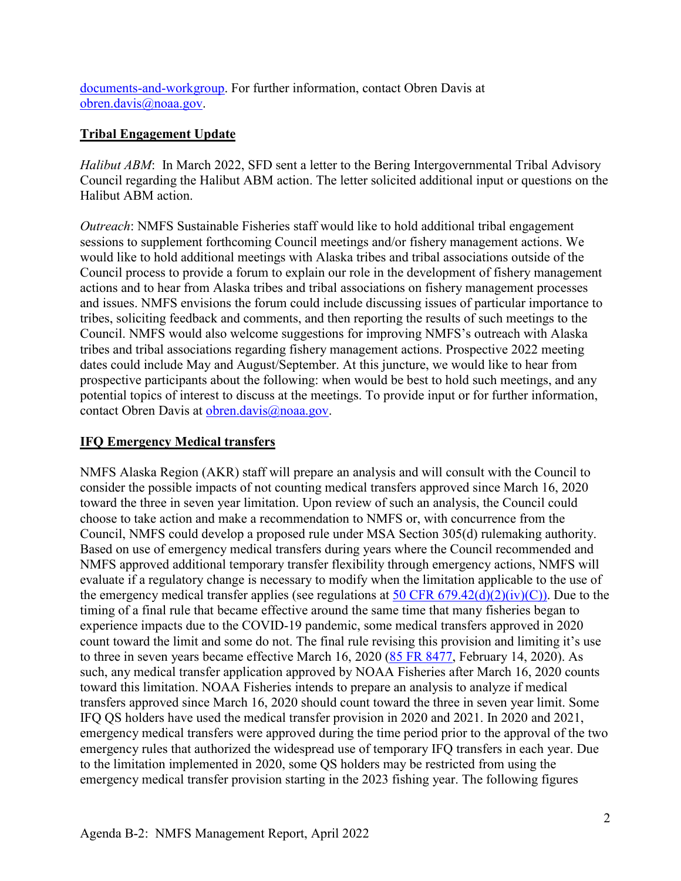documents-and-workgroup. For further information, contact Obren Davis at obren.davis@noaa.gov.

## Tribal Engagement Update

*Halibut ABM*: In March 2022, SFD sent a letter to the Bering Intergovernmental Tribal Advisory Council regarding the Halibut ABM action. The letter solicited additional input or questions on the Halibut ABM action.

*Outreach*: NMFS Sustainable Fisheries staff would like to hold additional tribal engagement sessions to supplement forthcoming Council meetings and/or fishery management actions. We would like to hold additional meetings with Alaska tribes and tribal associations outside of the Council process to provide a forum to explain our role in the development of fishery management actions and to hear from Alaska tribes and tribal associations on fishery management processes and issues. NMFS envisions the forum could include discussing issues of particular importance to tribes, soliciting feedback and comments, and then reporting the results of such meetings to the Council. NMFS would also welcome suggestions for improving NMFS's outreach with Alaska tribes and tribal associations regarding fishery management actions. Prospective 2022 meeting dates could include May and August/September. At this juncture, we would like to hear from prospective participants about the following: when would be best to hold such meetings, and any potential topics of interest to discuss at the meetings. To provide input or for further information, contact Obren Davis at obren.davis@noaa.gov.

## IFQ Emergency Medical transfers

NMFS Alaska Region (AKR) staff will prepare an analysis and will consult with the Council to consider the possible impacts of not counting medical transfers approved since March 16, 2020 toward the three in seven year limitation. Upon review of such an analysis, the Council could choose to take action and make a recommendation to NMFS or, with concurrence from the Council, NMFS could develop a proposed rule under MSA Section 305(d) rulemaking authority. Based on use of emergency medical transfers during years where the Council recommended and NMFS approved additional temporary transfer flexibility through emergency actions, NMFS will evaluate if a regulatory change is necessary to modify when the limitation applicable to the use of the emergency medical transfer applies (see regulations at 50 CFR 679.42(d)(2)(iv)(C)). Due to the timing of a final rule that became effective around the same time that many fisheries began to experience impacts due to the COVID-19 pandemic, some medical transfers approved in 2020 count toward the limit and some do not. The final rule revising this provision and limiting it's use to three in seven years became effective March 16, 2020 (85 FR 8477, February 14, 2020). As such, any medical transfer application approved by NOAA Fisheries after March 16, 2020 counts toward this limitation. NOAA Fisheries intends to prepare an analysis to analyze if medical transfers approved since March 16, 2020 should count toward the three in seven year limit. Some IFQ QS holders have used the medical transfer provision in 2020 and 2021. In 2020 and 2021, emergency medical transfers were approved during the time period prior to the approval of the two emergency rules that authorized the widespread use of temporary IFQ transfers in each year. Due to the limitation implemented in 2020, some QS holders may be restricted from using the emergency medical transfer provision starting in the 2023 fishing year. The following figures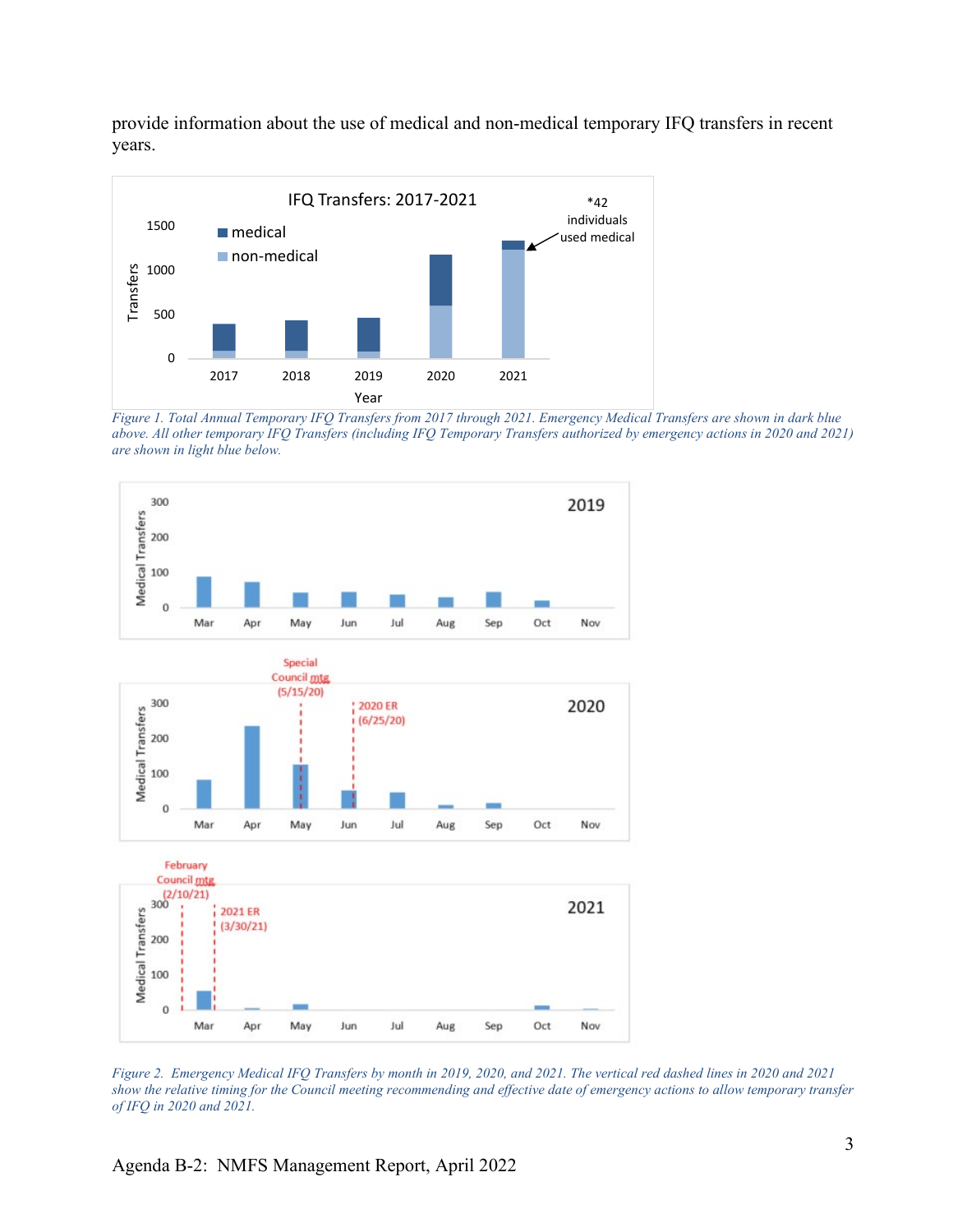provide information about the use of medical and non-medical temporary IFQ transfers in recent years.

*Figure 1. Total Annual Temporary IFQ Transfers from 2017 through 2021. Emergency Medical Transfers are shown in dark blue above. All other temporary IFQ Transfers (including IFQ Temporary Transfers authorized by emergency actions in 2020 and 2021) are shown in light blue below.*

*Figure 2. Emergency Medical IFQ Transfers by month in 2019, 2020, and 2021. The vertical red dashed lines in 2020 and 2021 show the relative timing for the Council meeting recommending and effective date of emergency actions to allow temporary transfer of IFQ in 2020 and 2021.*

Agenda B-2: NMFS Management Report, April 2022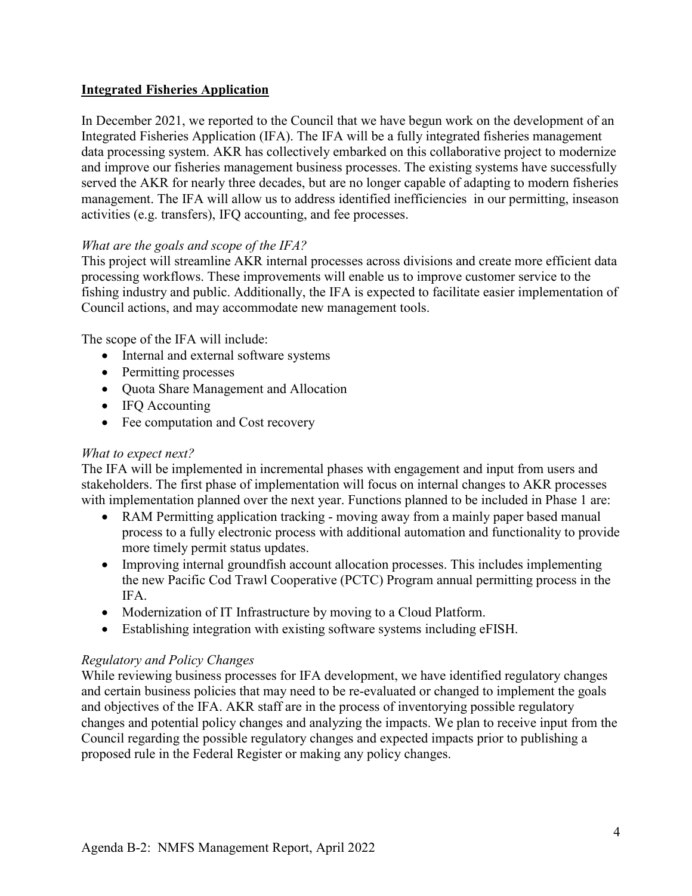## **Integrated Fisheries Application**

In December 2021, we reported to the Council that we have begun work on the development of an Integrated Fisheries Application (IFA). The IFA will be a fully integrated fisheries management data processing system. AKR has collectively embarked on this collaborative project to modernize and improve our fisheries management business processes. The existing systems have successfully served the AKR for nearly three decades, but are no longer capable of adapting to modern fisheries management. The IFA will allow us to address identified inefficiencies in our permitting, inseason activities (e.g. transfers), IFQ accounting, and fee processes.

*What are the goals and scope of the IFA?*

This project will streamline AKR internal processes across divisions and create more efficient data processing workflows. These improvements will enable us to improve customer service to the fishing industry and public. Additionally, the IFA is expected to facilitate easier implementation of Council actions, and may accommodate new management tools.

The scope of the IFA will include:

- Internal and external software systems
- Permitting processes
- Quota Share Management and Allocation
- IFQ Accounting
- Fee computation and Cost recovery

*What to expect next?*

The IFA will be implemented in incremental phases with engagement and input from users and stakeholders. The first phase of implementation will focus on internal changes to AKR processes with implementation planned over the next year. Functions planned to be included in Phase 1 are:

- RAM Permitting application tracking - moving away from a mainly paper based manual process to a fully electronic process with additional automation and functionality to provide more timely permit status updates.
- Improving internal groundfish account allocation processes. This includes implementing the new Pacific Cod Trawl Cooperative (PCTC) Program annual permitting process in the IFA.
- Modernization of IT Infrastructure by moving to a Cloud Platform.
- Establishing integration with existing software systems including eFISH.

*Regulatory and Policy Changes*

While reviewing business processes for IFA development, we have identified regulatory changes and certain business policies that may need to be re-evaluated or changed to implement the goals and objectives of the IFA. AKR staff are in the process of inventorying possible regulatory changes and potential policy changes and analyzing the impacts. We plan to receive input from the Council regarding the possible regulatory changes and expected impacts prior to publishing a proposed rule in the Federal Register or making any policy changes.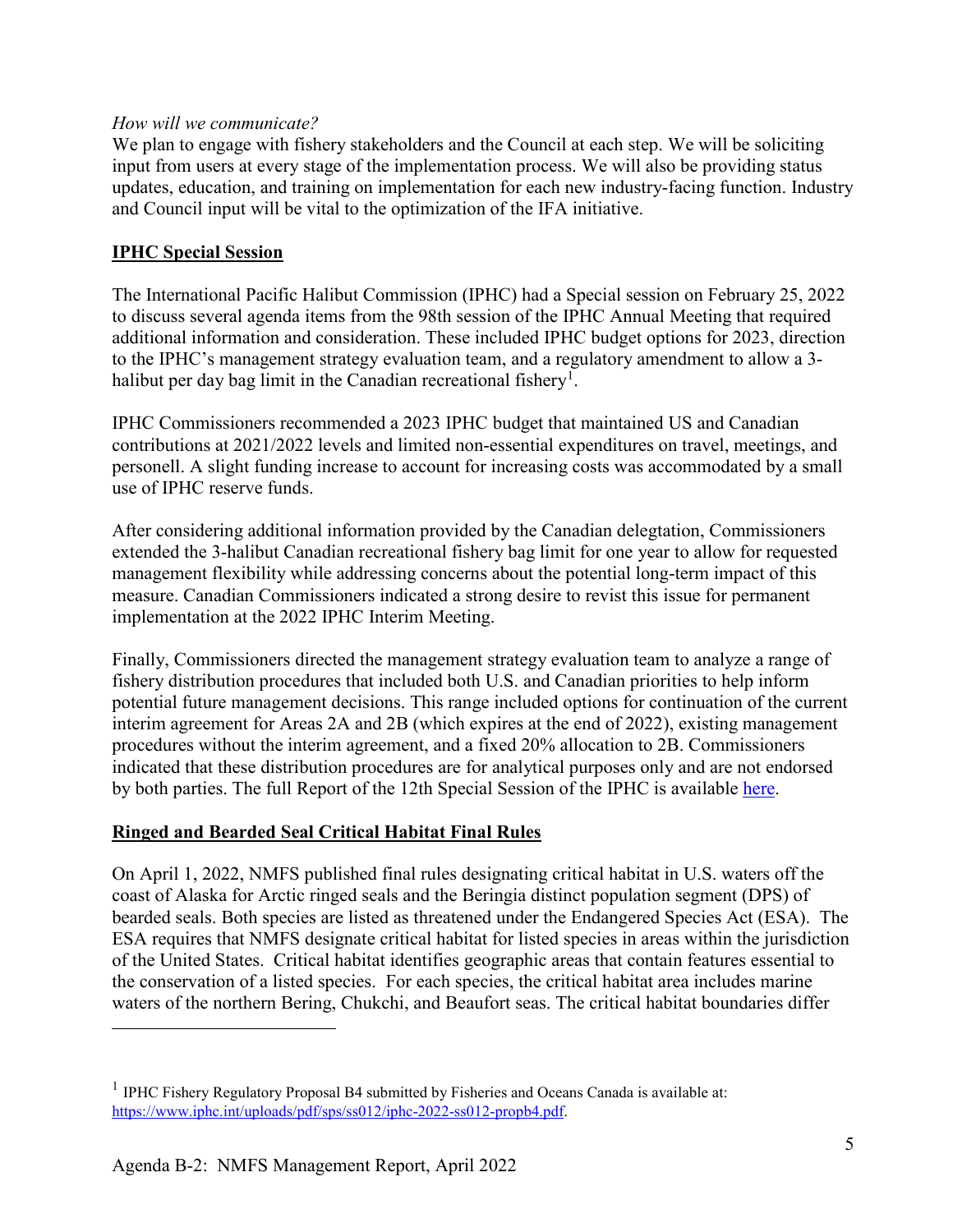*How will we communicate?*

We plan to engage with fishery stakeholders and the Council at each step. We will be soliciting input from users at every stage of the implementation process. We will also be providing status updates, education, and training on implementation for each new industry-facing function. Industry and Council input will be vital to the optimization of the IFA initiative.

## **IPHC Special Session**

The International Pacific Halibut Commission (IPHC) had a Special session on February 25, 2022 to discuss several agenda items from the 98th session of the IPHC Annual Meeting that required additional information and consideration. These included IPHC budget options for 2023, direction to the IPHC's management strategy evaluation team, and a regulatory amendment to allow a 3-halibut per day bag limit in the Canadian recreational fishery[1].

IPHC Commissioners recommended a 2023 IPHC budget that maintained US and Canadian contributions at 2021/2022 levels and limited non-essential expenditures on travel, meetings, and personell. A slight funding increase to account for increasing costs was accommodated by a small use of IPHC reserve funds.

After considering additional information provided by the Canadian delegation, Commissioners extended the 3-halibut Canadian recreational fishery bag limit for one year to allow for requested management flexibility while addressing concerns about the potential long-term impact of this measure. Canadian Commissioners indicated a strong desire to revist this issue for permanent implementation at the 2022 IPHC Interim Meeting.

Finally, Commissioners directed the management strategy evaluation team to analyze a range of fishery distribution procedures that included both U.S. and Canadian priorities to help inform potential future management decisions. This range included options for continuation of the current interim agreement for Areas 2A and 2B (which expires at the end of 2022), existing management procedures without the interim agreement, and a fixed 20% allocation to 2B. Commissioners indicated that these distribution procedures are for analytical purposes only and are not endorsed by both parties. The full Report of the 12th Special Session of the IPHC is available here.

## **Ringed and Bearded Seal Critical Habitat Final Rules**

On April 1, 2022, NMFS published final rules designating critical habitat in U.S. waters off the coast of Alaska for Arctic ringed seals and the Beringia distinct population segment (DPS) of bearded seals. Both species are listed as threatened under the Endangered Species Act (ESA). The ESA requires that NMFS designate critical habitat for listed species in areas within the jurisdiction of the United States. Critical habitat identifies geographic areas that contain features essential to the conservation of a listed species. For each species, the critical habitat area includes marine waters of the northern Bering, Chukchi, and Beaufort seas. The critical habitat boundaries differ

[1] IPHC Fishery Regulatory Proposal B4 submitted by Fisheries and Oceans Canada is available at: https://www.iphc.int/uploads/pdf/sps/ss012/iphc-2022-ss012-propb4.pdf.

Agenda B-2: NMFS Management Report, April 2022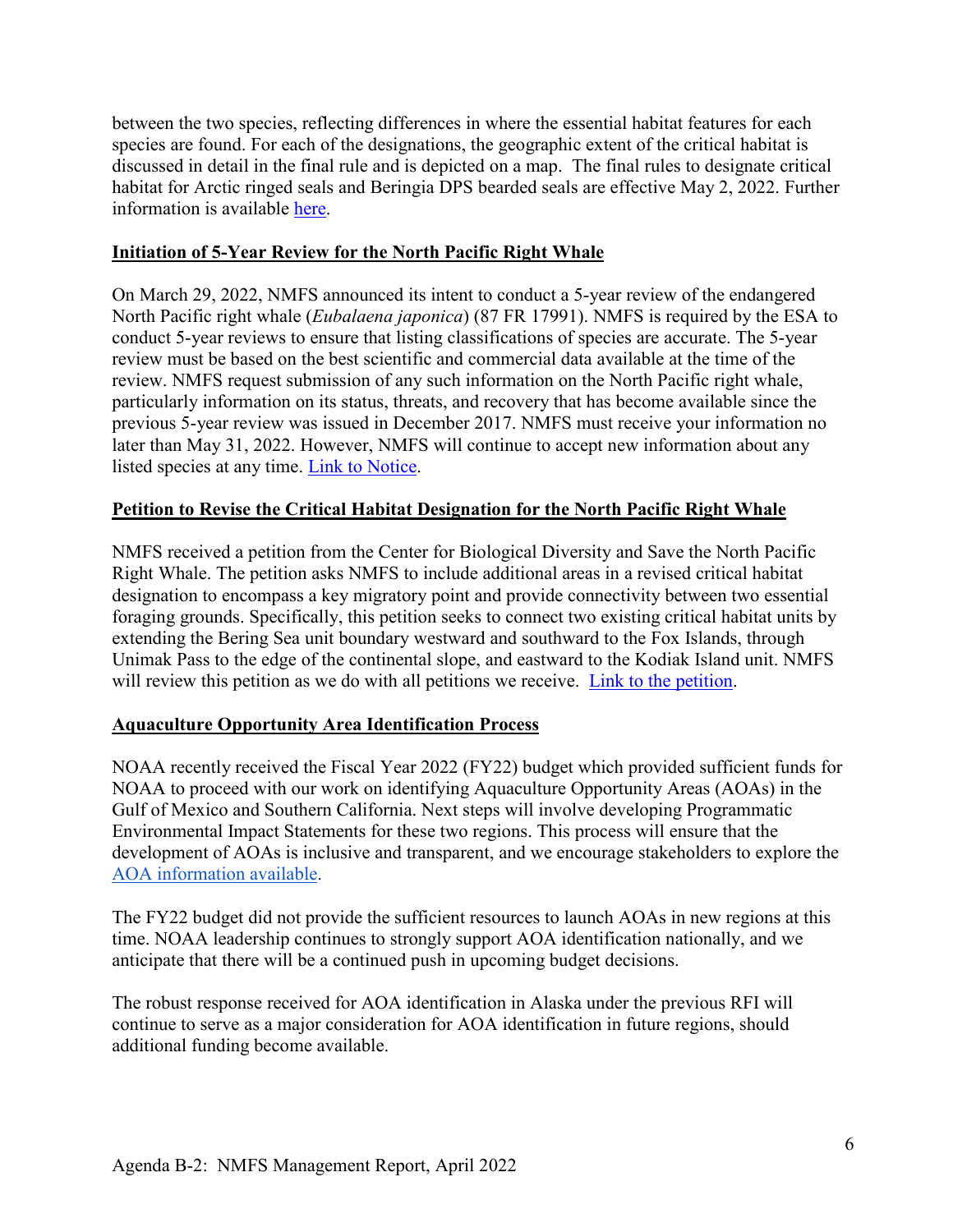between the two species, reflecting differences in where the essential habitat features for each species are found. For each of the designations, the geographic extent of the critical habitat is discussed in detail in the final rule and is depicted on a map. The final rules to designate critical habitat for Arctic ringed seals and Beringia DPS bearded seals are effective May 2, 2022. Further information is available here.

## Initiation of 5-Year Review for the North Pacific Right Whale

On March 29, 2022, NMFS announced its intent to conduct a 5-year review of the endangered North Pacific right whale (*Eubalaena japonica*) (87 FR 17991). NMFS is required by the ESA to conduct 5-year reviews to ensure that listing classifications of species are accurate. The 5-year review must be based on the best scientific and commercial data available at the time of the review. NMFS request submission of any such information on the North Pacific right whale, particularly information on its status, threats, and recovery that has become available since the previous 5-year review was issued in December 2017. NMFS must receive your information no later than May 31, 2022. However, NMFS will continue to accept new information about any listed species at any time. Link to Notice.

## Petition to Revise the Critical Habitat Designation for the North Pacific Right Whale

NMFS received a petition from the Center for Biological Diversity and Save the North Pacific Right Whale. The petition asks NMFS to include additional areas in a revised critical habitat designation to encompass a key migratory point and provide connectivity between two essential foraging grounds. Specifically, this petition seeks to connect two existing critical habitat units by extending the Bering Sea unit boundary westward and southward to the Fox Islands, through Unimak Pass to the edge of the continental slope, and eastward to the Kodiak Island unit. NMFS will review this petition as we do with all petitions we receive. Link to the petition.

## Aquaculture Opportunity Area Identification Process

NOAA recently received the Fiscal Year 2022 (FY22) budget which provided sufficient funds for NOAA to proceed with our work on identifying Aquaculture Opportunity Areas (AOAs) in the Gulf of Mexico and Southern California. Next steps will involve developing Programmatic Environmental Impact Statements for these two regions. This process will ensure that the development of AOAs is inclusive and transparent, and we encourage stakeholders to explore the AOA information available.

The FY22 budget did not provide the sufficient resources to launch AOAs in new regions at this time. NOAA leadership continues to strongly support AOA identification nationally, and we anticipate that there will be a continued push in upcoming budget decisions.

The robust response received for AOA identification in Alaska under the previous RFI will continue to serve as a major consideration for AOA identification in future regions, should additional funding become available.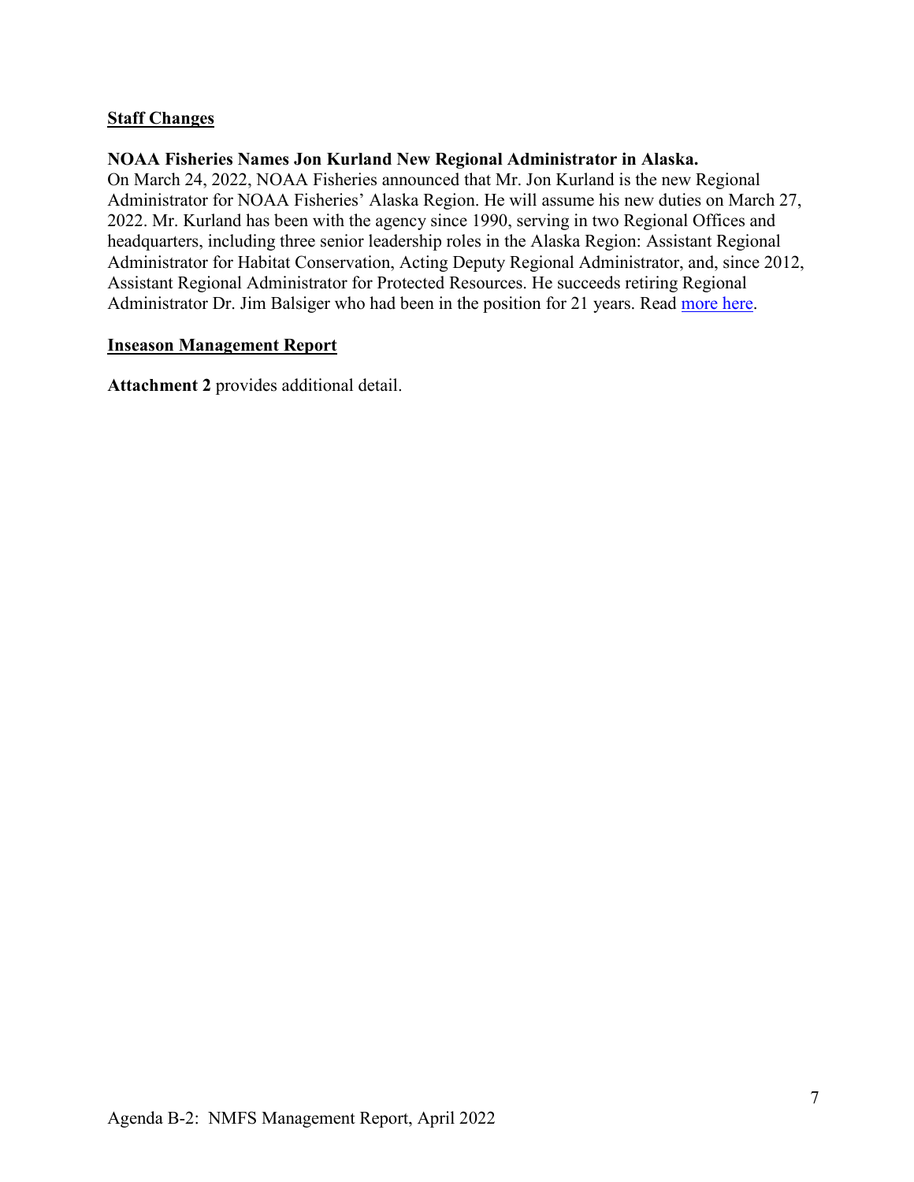## Staff Changes

**NOAA Fisheries Names Jon Kurland New Regional Administrator in Alaska.**

On March 24, 2022, NOAA Fisheries announced that Mr. Jon Kurland is the new Regional Administrator for NOAA Fisheries' Alaska Region. He will assume his new duties on March 27, 2022. Mr. Kurland has been with the agency since 1990, serving in two Regional Offices and headquarters, including three senior leadership roles in the Alaska Region: Assistant Regional Administrator for Habitat Conservation, Acting Deputy Regional Administrator, and, since 2012, Assistant Regional Administrator for Protected Resources. He succeeds retiring Regional Administrator Dr. Jim Balsiger who had been in the position for 21 years. Read more here.

## Inseason Management Report

**Attachment 2** provides additional detail.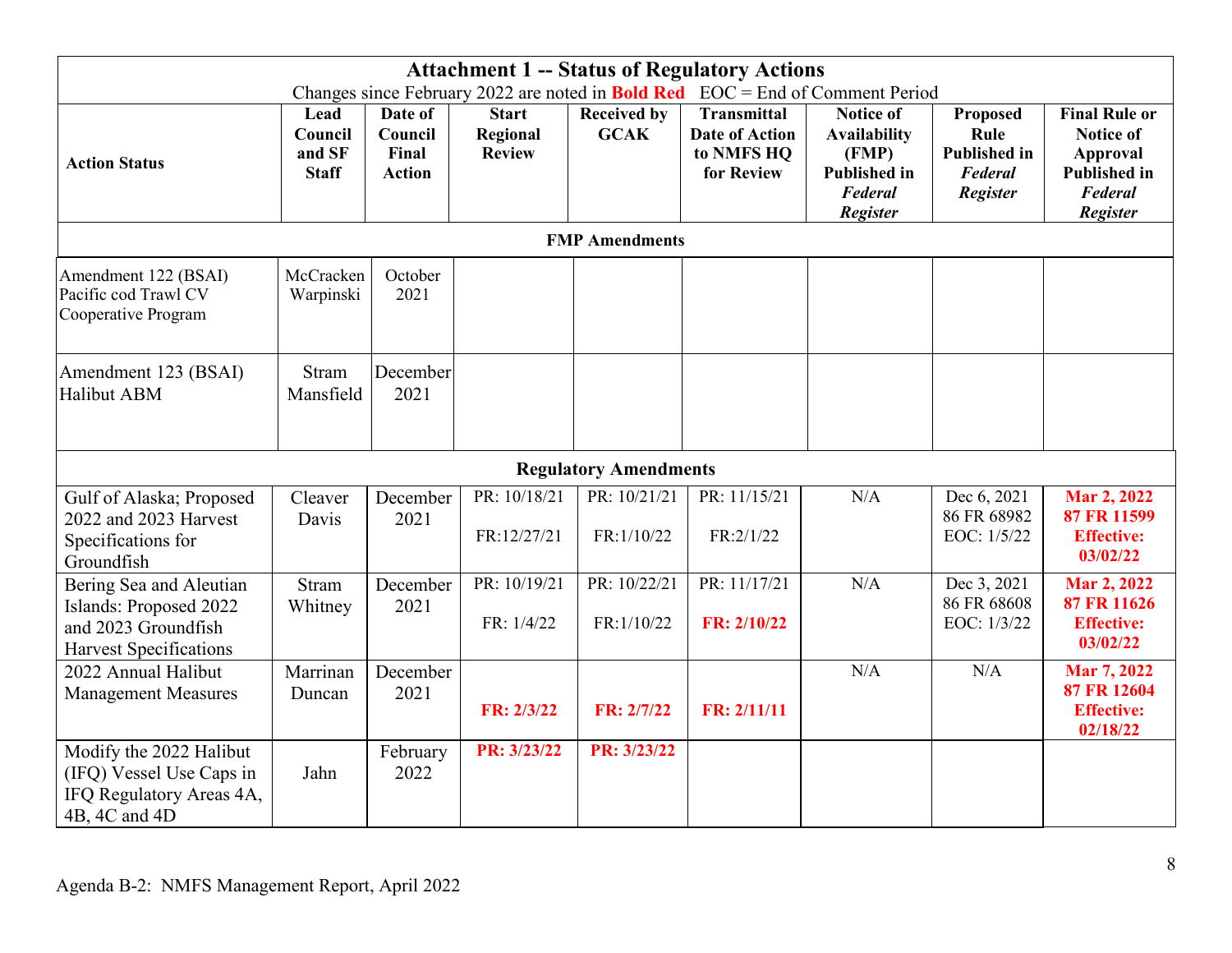# Attachment 1 -- Status of Regulatory Actions

Changes since February 2022 are noted in **Bold Red** EOC = End of Comment Period

| Action Status | Lead Council and SF Staff | Date of Council Final Action | Start Regional Review | Received by GCAK | Transmittal Date of Action to NMFS HQ for Review | Notice of Availability (FMP) Published in *Federal Register* | Proposed Rule Published in *Federal Register* | Final Rule or Notice of Approval Published in *Federal Register* |
|---|---|---|---|---|---|---|---|---|
| **FMP Amendments** | | | | | | | | |
| Amendment 122 (BSAI) Pacific cod Trawl CV Cooperative Program | McCracken Warpinski | October 2021 | | | | | | |
| Amendment 123 (BSAI) Halibut ABM | Stram Mansfield | December 2021 | | | | | | |
| **Regulatory Amendments** | | | | | | | | |
| Gulf of Alaska; Proposed 2022 and 2023 Harvest Specifications for Groundfish | Cleaver Davis | December 2021 | PR: 10/18/21<br>FR:12/27/21 | PR: 10/21/21<br>FR:1/10/22 | PR: 11/15/21<br>FR:2/1/22 | N/A | Dec 6, 2021<br>86 FR 68982<br>EOC: 1/5/22 | **Mar 2, 2022<br>87 FR 11599<br>Effective: 03/02/22** |
| Bering Sea and Aleutian Islands: Proposed 2022 and 2023 Groundfish Harvest Specifications | Stram Whitney | December 2021 | PR: 10/19/21<br>FR: 1/4/22 | PR: 10/22/21<br>FR:1/10/22 | PR: 11/17/21<br>**FR: 2/10/22** | N/A | Dec 3, 2021<br>86 FR 68608<br>EOC: 1/3/22 | **Mar 2, 2022<br>87 FR 11626<br>Effective: 03/02/22** |
| 2022 Annual Halibut Management Measures | Marrinan Duncan | December 2021 | **FR: 2/3/22** | **FR: 2/7/22** | **FR: 2/11/11** | N/A | N/A | **Mar 7, 2022<br>87 FR 12604<br>Effective: 02/18/22** |
| Modify the 2022 Halibut (IFQ) Vessel Use Caps in IFQ Regulatory Areas 4A, 4B, 4C and 4D | Jahn | February 2022 | **PR: 3/23/22** | **PR: 3/23/22** | | | | |

Agenda B-2: NMFS Management Report, April 2022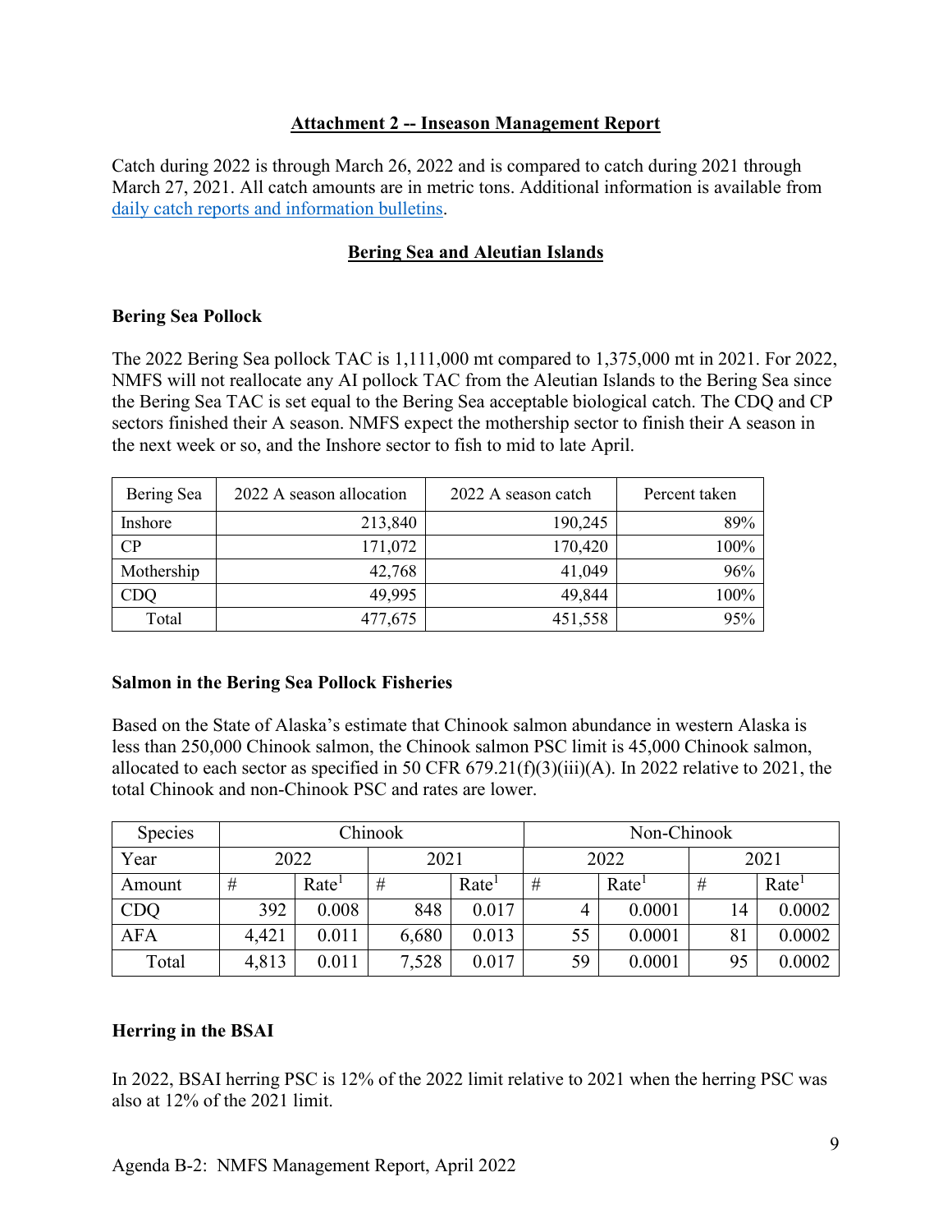## Attachment 2 -- Inseason Management Report

Catch during 2022 is through March 26, 2022 and is compared to catch during 2021 through March 27, 2021. All catch amounts are in metric tons. Additional information is available from [daily catch reports and information bulletins](daily catch reports and information bulletins).

## Bering Sea and Aleutian Islands

### Bering Sea Pollock

The 2022 Bering Sea pollock TAC is 1,111,000 mt compared to 1,375,000 mt in 2021. For 2022, NMFS will not reallocate any AI pollock TAC from the Aleutian Islands to the Bering Sea since the Bering Sea TAC is set equal to the Bering Sea acceptable biological catch. The CDQ and CP sectors finished their A season. NMFS expect the mothership sector to finish their A season in the next week or so, and the Inshore sector to fish to mid to late April.

| Bering Sea | 2022 A season allocation | 2022 A season catch | Percent taken |
|---|---|---|---|
| Inshore | 213,840 | 190,245 | 89% |
| CP | 171,072 | 170,420 | 100% |
| Mothership | 42,768 | 41,049 | 96% |
| CDQ | 49,995 | 49,844 | 100% |
| Total | 477,675 | 451,558 | 95% |

### Salmon in the Bering Sea Pollock Fisheries

Based on the State of Alaska's estimate that Chinook salmon abundance in western Alaska is less than 250,000 Chinook salmon, the Chinook salmon PSC limit is 45,000 Chinook salmon, allocated to each sector as specified in 50 CFR 679.21(f)(3)(iii)(A). In 2022 relative to 2021, the total Chinook and non-Chinook PSC and rates are lower.

| Species | Chinook | | | | Non-Chinook | | | |
|---|---|---|---|---|---|---|---|---|
| Year | 2022 | | 2021 | | 2022 | | 2021 | |
| Amount | # | Rate[1] | # | Rate[1] | # | Rate[1] | # | Rate[1] |
| CDQ | 392 | 0.008 | 848 | 0.017 | 4 | 0.0001 | 14 | 0.0002 |
| AFA | 4,421 | 0.011 | 6,680 | 0.013 | 55 | 0.0001 | 81 | 0.0002 |
| Total | 4,813 | 0.011 | 7,528 | 0.017 | 59 | 0.0001 | 95 | 0.0002 |

### Herring in the BSAI

In 2022, BSAI herring PSC is 12% of the 2022 limit relative to 2021 when the herring PSC was also at 12% of the 2021 limit.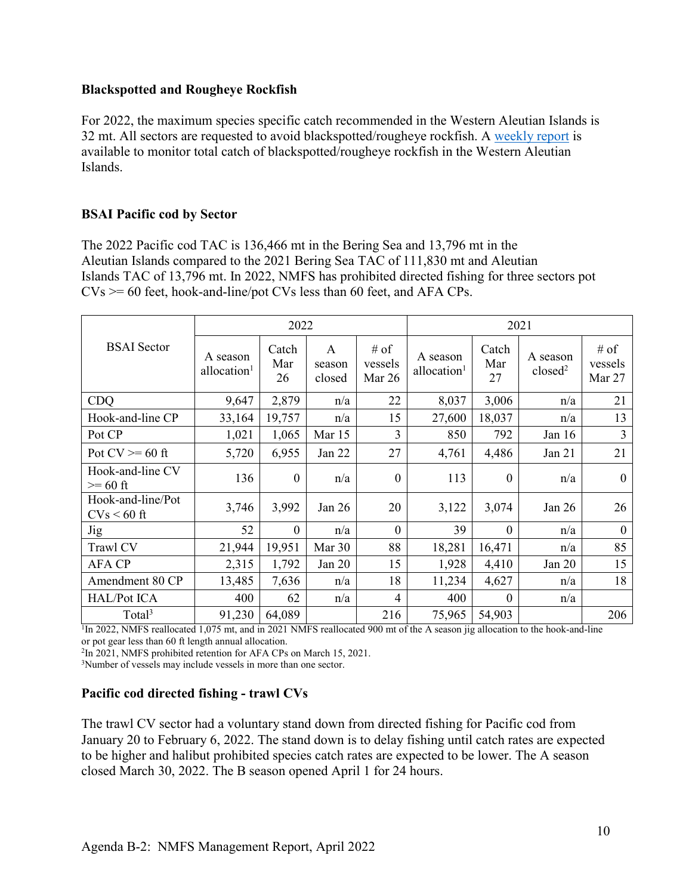### Blackspotted and Rougheye Rockfish

For 2022, the maximum species specific catch recommended in the Western Aleutian Islands is 32 mt. All sectors are requested to avoid blackspotted/rougheye rockfish. A weekly report is available to monitor total catch of blackspotted/rougheye rockfish in the Western Aleutian Islands.

### BSAI Pacific cod by Sector

The 2022 Pacific cod TAC is 136,466 mt in the Bering Sea and 13,796 mt in the Aleutian Islands compared to the 2021 Bering Sea TAC of 111,830 mt and Aleutian Islands TAC of 13,796 mt. In 2022, NMFS has prohibited directed fishing for three sectors pot CVs >= 60 feet, hook-and-line/pot CVs less than 60 feet, and AFA CPs.

| BSAI Sector | 2022 | | | | 2021 | | | |
|---|---|---|---|---|---|---|---|---|
| | A season allocation[1] | Catch Mar 26 | A season closed | # of vessels Mar 26 | A season allocation[1] | Catch Mar 27 | A season closed[2] | # of vessels Mar 27 |
| CDQ | 9,647 | 2,879 | n/a | 22 | 8,037 | 3,006 | n/a | 21 |
| Hook-and-line CP | 33,164 | 19,757 | n/a | 15 | 27,600 | 18,037 | n/a | 13 |
| Pot CP | 1,021 | 1,065 | Mar 15 | 3 | 850 | 792 | Jan 16 | 3 |
| Pot CV >= 60 ft | 5,720 | 6,955 | Jan 22 | 27 | 4,761 | 4,486 | Jan 21 | 21 |
| Hook-and-line CV >= 60 ft | 136 | 0 | n/a | 0 | 113 | 0 | n/a | 0 |
| Hook-and-line/Pot CVs < 60 ft | 3,746 | 3,992 | Jan 26 | 20 | 3,122 | 3,074 | Jan 26 | 26 |
| Jig | 52 | 0 | n/a | 0 | 39 | 0 | n/a | 0 |
| Trawl CV | 21,944 | 19,951 | Mar 30 | 88 | 18,281 | 16,471 | n/a | 85 |
| AFA CP | 2,315 | 1,792 | Jan 20 | 15 | 1,928 | 4,410 | Jan 20 | 15 |
| Amendment 80 CP | 13,485 | 7,636 | n/a | 18 | 11,234 | 4,627 | n/a | 18 |
| HAL/Pot ICA | 400 | 62 | n/a | 4 | 400 | 0 | n/a | |
| Total[3] | 91,230 | 64,089 | | 216 | 75,965 | 54,903 | | 206 |

[1]In 2022, NMFS reallocated 1,075 mt, and in 2021 NMFS reallocated 900 mt of the A season jig allocation to the hook-and-line or pot gear less than 60 ft length annual allocation.
[2]In 2021, NMFS prohibited retention for AFA CPs on March 15, 2021.
[3]Number of vessels may include vessels in more than one sector.

### Pacific cod directed fishing - trawl CVs

The trawl CV sector had a voluntary stand down from directed fishing for Pacific cod from January 20 to February 6, 2022. The stand down is to delay fishing until catch rates are expected to be higher and halibut prohibited species catch rates are expected to be lower. The A season closed March 30, 2022. The B season opened April 1 for 24 hours.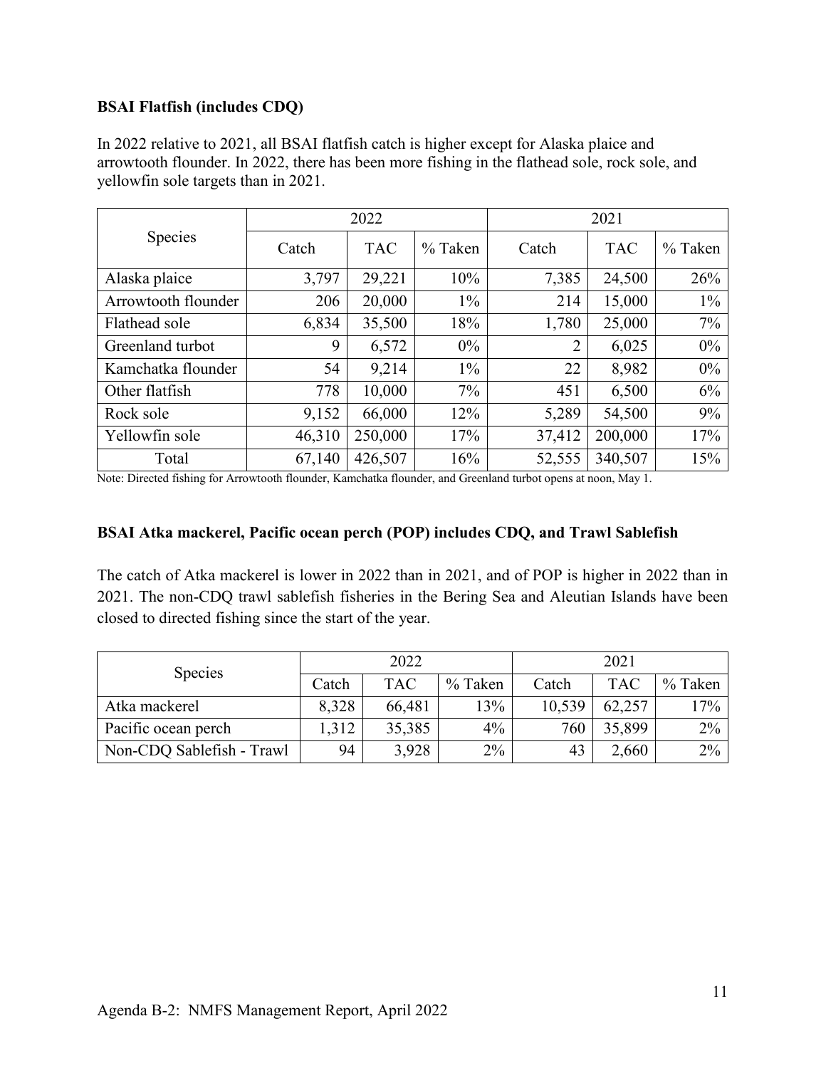**BSAI Flatfish (includes CDQ)**

In 2022 relative to 2021, all BSAI flatfish catch is higher except for Alaska plaice and arrowtooth flounder. In 2022, there has been more fishing in the flathead sole, rock sole, and yellowfin sole targets than in 2021.

| Species | 2022 | | | 2021 | | |
|---|---|---|---|---|---|---|
| | Catch | TAC | % Taken | Catch | TAC | % Taken |
| Alaska plaice | 3,797 | 29,221 | 10% | 7,385 | 24,500 | 26% |
| Arrowtooth flounder | 206 | 20,000 | 1% | 214 | 15,000 | 1% |
| Flathead sole | 6,834 | 35,500 | 18% | 1,780 | 25,000 | 7% |
| Greenland turbot | 9 | 6,572 | 0% | 2 | 6,025 | 0% |
| Kamchatka flounder | 54 | 9,214 | 1% | 22 | 8,982 | 0% |
| Other flatfish | 778 | 10,000 | 7% | 451 | 6,500 | 6% |
| Rock sole | 9,152 | 66,000 | 12% | 5,289 | 54,500 | 9% |
| Yellowfin sole | 46,310 | 250,000 | 17% | 37,412 | 200,000 | 17% |
| Total | 67,140 | 426,507 | 16% | 52,555 | 340,507 | 15% |

Note: Directed fishing for Arrowtooth flounder, Kamchatka flounder, and Greenland turbot opens at noon, May 1.

**BSAI Atka mackerel, Pacific ocean perch (POP) includes CDQ, and Trawl Sablefish**

The catch of Atka mackerel is lower in 2022 than in 2021, and of POP is higher in 2022 than in 2021. The non-CDQ trawl sablefish fisheries in the Bering Sea and Aleutian Islands have been closed to directed fishing since the start of the year.

| Species | 2022 | | | 2021 | | |
|---|---|---|---|---|---|---|
| | Catch | TAC | % Taken | Catch | TAC | % Taken |
| Atka mackerel | 8,328 | 66,481 | 13% | 10,539 | 62,257 | 17% |
| Pacific ocean perch | 1,312 | 35,385 | 4% | 760 | 35,899 | 2% |
| Non-CDQ Sablefish - Trawl | 94 | 3,928 | 2% | 43 | 2,660 | 2% |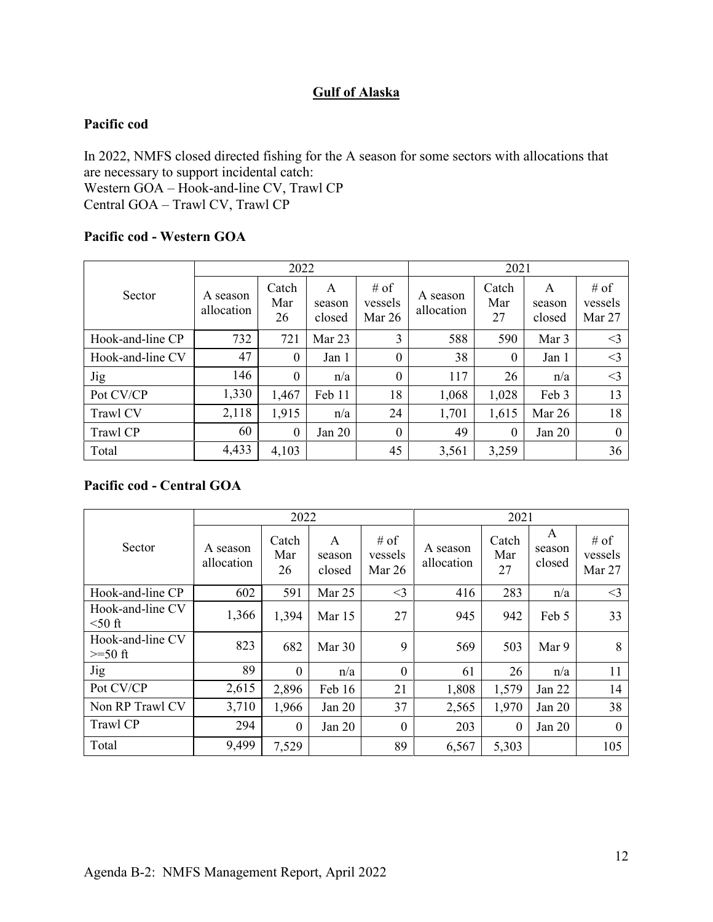# Gulf of Alaska

## Pacific cod

In 2022, NMFS closed directed fishing for the A season for some sectors with allocations that are necessary to support incidental catch:
Western GOA – Hook-and-line CV, Trawl CP
Central GOA – Trawl CV, Trawl CP

### Pacific cod - Western GOA

| Sector | 2022 | | | | 2021 | | | |
|---|---|---|---|---|---|---|---|---|
| | A season allocation | Catch Mar 26 | A season closed | # of vessels Mar 26 | A season allocation | Catch Mar 27 | A season closed | # of vessels Mar 27 |
| Hook-and-line CP | 732 | 721 | Mar 23 | 3 | 588 | 590 | Mar 3 | <3 |
| Hook-and-line CV | 47 | 0 | Jan 1 | 0 | 38 | 0 | Jan 1 | <3 |
| Jig | 146 | 0 | n/a | 0 | 117 | 26 | n/a | <3 |
| Pot CV/CP | 1,330 | 1,467 | Feb 11 | 18 | 1,068 | 1,028 | Feb 3 | 13 |
| Trawl CV | 2,118 | 1,915 | n/a | 24 | 1,701 | 1,615 | Mar 26 | 18 |
| Trawl CP | 60 | 0 | Jan 20 | 0 | 49 | 0 | Jan 20 | 0 |
| Total | 4,433 | 4,103 | | 45 | 3,561 | 3,259 | | 36 |

### Pacific cod - Central GOA

| Sector | 2022 | | | | 2021 | | | |
|---|---|---|---|---|---|---|---|---|
| | A season allocation | Catch Mar 26 | A season closed | # of vessels Mar 26 | A season allocation | Catch Mar 27 | A season closed | # of vessels Mar 27 |
| Hook-and-line CP | 602 | 591 | Mar 25 | <3 | 416 | 283 | n/a | <3 |
| Hook-and-line CV <50 ft | 1,366 | 1,394 | Mar 15 | 27 | 945 | 942 | Feb 5 | 33 |
| Hook-and-line CV >=50 ft | 823 | 682 | Mar 30 | 9 | 569 | 503 | Mar 9 | 8 |
| Jig | 89 | 0 | n/a | 0 | 61 | 26 | n/a | 11 |
| Pot CV/CP | 2,615 | 2,896 | Feb 16 | 21 | 1,808 | 1,579 | Jan 22 | 14 |
| Non RP Trawl CV | 3,710 | 1,966 | Jan 20 | 37 | 2,565 | 1,970 | Jan 20 | 38 |
| Trawl CP | 294 | 0 | Jan 20 | 0 | 203 | 0 | Jan 20 | 0 |
| Total | 9,499 | 7,529 | | 89 | 6,567 | 5,303 | | 105 |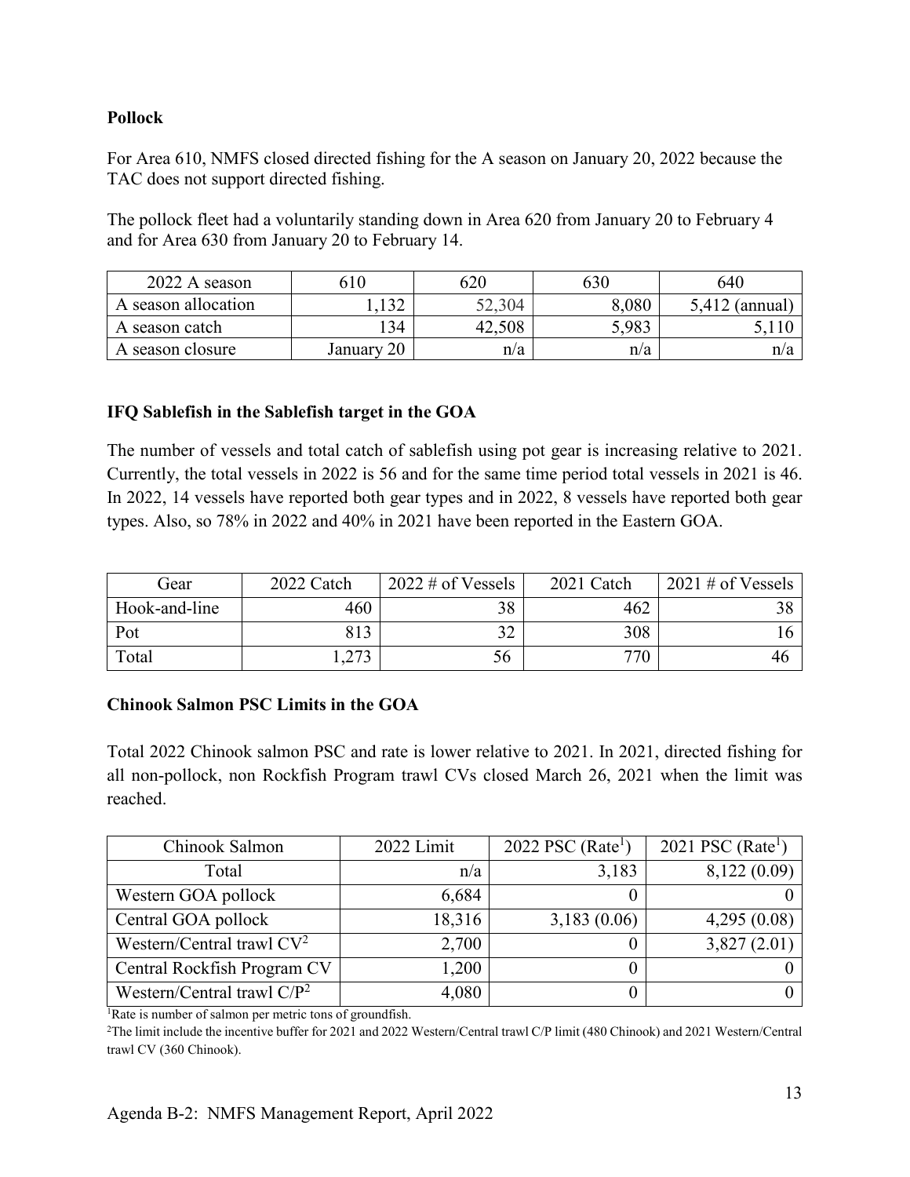**Pollock**

For Area 610, NMFS closed directed fishing for the A season on January 20, 2022 because the TAC does not support directed fishing.

The pollock fleet had a voluntarily standing down in Area 620 from January 20 to February 4 and for Area 630 from January 20 to February 14.

| 2022 A season | 610 | 620 | 630 | 640 |
|---|---|---|---|---|
| A season allocation | 1,132 | 52,304 | 8,080 | 5,412 (annual) |
| A season catch | 134 | 42,508 | 5,983 | 5,110 |
| A season closure | January 20 | n/a | n/a | n/a |

**IFQ Sablefish in the Sablefish target in the GOA**

The number of vessels and total catch of sablefish using pot gear is increasing relative to 2021. Currently, the total vessels in 2022 is 56 and for the same time period total vessels in 2021 is 46. In 2022, 14 vessels have reported both gear types and in 2022, 8 vessels have reported both gear types. Also, so 78% in 2022 and 40% in 2021 have been reported in the Eastern GOA.

| Gear | 2022 Catch | 2022 # of Vessels | 2021 Catch | 2021 # of Vessels |
|---|---|---|---|---|
| Hook-and-line | 460 | 38 | 462 | 38 |
| Pot | 813 | 32 | 308 | 16 |
| Total | 1,273 | 56 | 770 | 46 |

**Chinook Salmon PSC Limits in the GOA**

Total 2022 Chinook salmon PSC and rate is lower relative to 2021. In 2021, directed fishing for all non-pollock, non Rockfish Program trawl CVs closed March 26, 2021 when the limit was reached.

| Chinook Salmon | 2022 Limit | 2022 PSC (Rate[1]) | 2021 PSC (Rate[1]) |
|---|---|---|---|
| Total | n/a | 3,183 | 8,122 (0.09) |
| Western GOA pollock | 6,684 | 0 | 0 |
| Central GOA pollock | 18,316 | 3,183 (0.06) | 4,295 (0.08) |
| Western/Central trawl CV[2] | 2,700 | 0 | 3,827 (2.01) |
| Central Rockfish Program CV | 1,200 | 0 | 0 |
| Western/Central trawl C/P[2] | 4,080 | 0 | 0 |

[1]Rate is number of salmon per metric tons of groundfish.

[2]The limit include the incentive buffer for 2021 and 2022 Western/Central trawl C/P limit (480 Chinook) and 2021 Western/Central trawl CV (360 Chinook).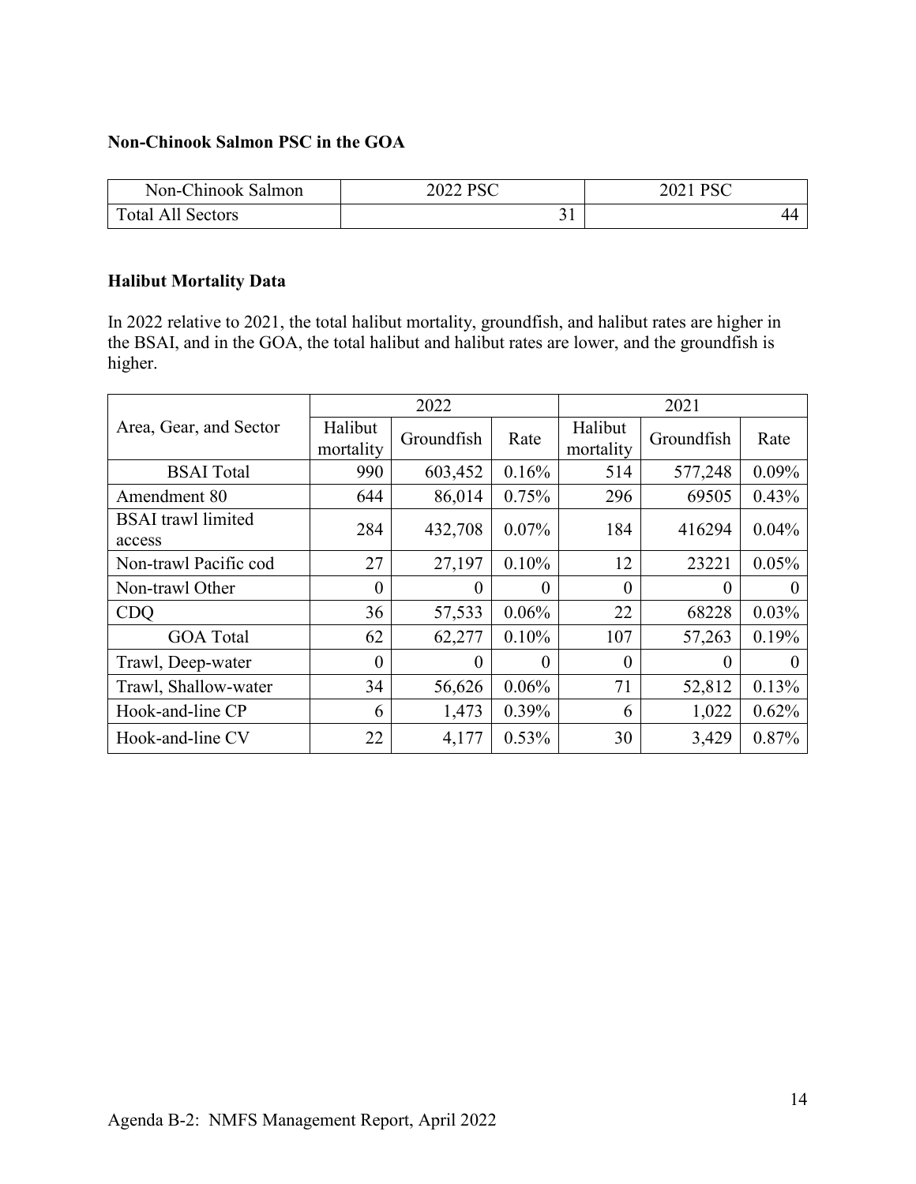### Non-Chinook Salmon PSC in the GOA

| Non-Chinook Salmon | 2022 PSC | 2021 PSC |
|---|---|---|
| Total All Sectors | 31 | 44 |

### Halibut Mortality Data

In 2022 relative to 2021, the total halibut mortality, groundfish, and halibut rates are higher in the BSAI, and in the GOA, the total halibut and halibut rates are lower, and the groundfish is higher.

| Area, Gear, and Sector | 2022 | | | 2021 | | |
|---|---|---|---|---|---|---|
| | Halibut mortality | Groundfish | Rate | Halibut mortality | Groundfish | Rate |
| BSAI Total | 990 | 603,452 | 0.16% | 514 | 577,248 | 0.09% |
| Amendment 80 | 644 | 86,014 | 0.75% | 296 | 69505 | 0.43% |
| BSAI trawl limited access | 284 | 432,708 | 0.07% | 184 | 416294 | 0.04% |
| Non-trawl Pacific cod | 27 | 27,197 | 0.10% | 12 | 23221 | 0.05% |
| Non-trawl Other | 0 | 0 | 0 | 0 | 0 | 0 |
| CDQ | 36 | 57,533 | 0.06% | 22 | 68228 | 0.03% |
| GOA Total | 62 | 62,277 | 0.10% | 107 | 57,263 | 0.19% |
| Trawl, Deep-water | 0 | 0 | 0 | 0 | 0 | 0 |
| Trawl, Shallow-water | 34 | 56,626 | 0.06% | 71 | 52,812 | 0.13% |
| Hook-and-line CP | 6 | 1,473 | 0.39% | 6 | 1,022 | 0.62% |
| Hook-and-line CV | 22 | 4,177 | 0.53% | 30 | 3,429 | 0.87% |